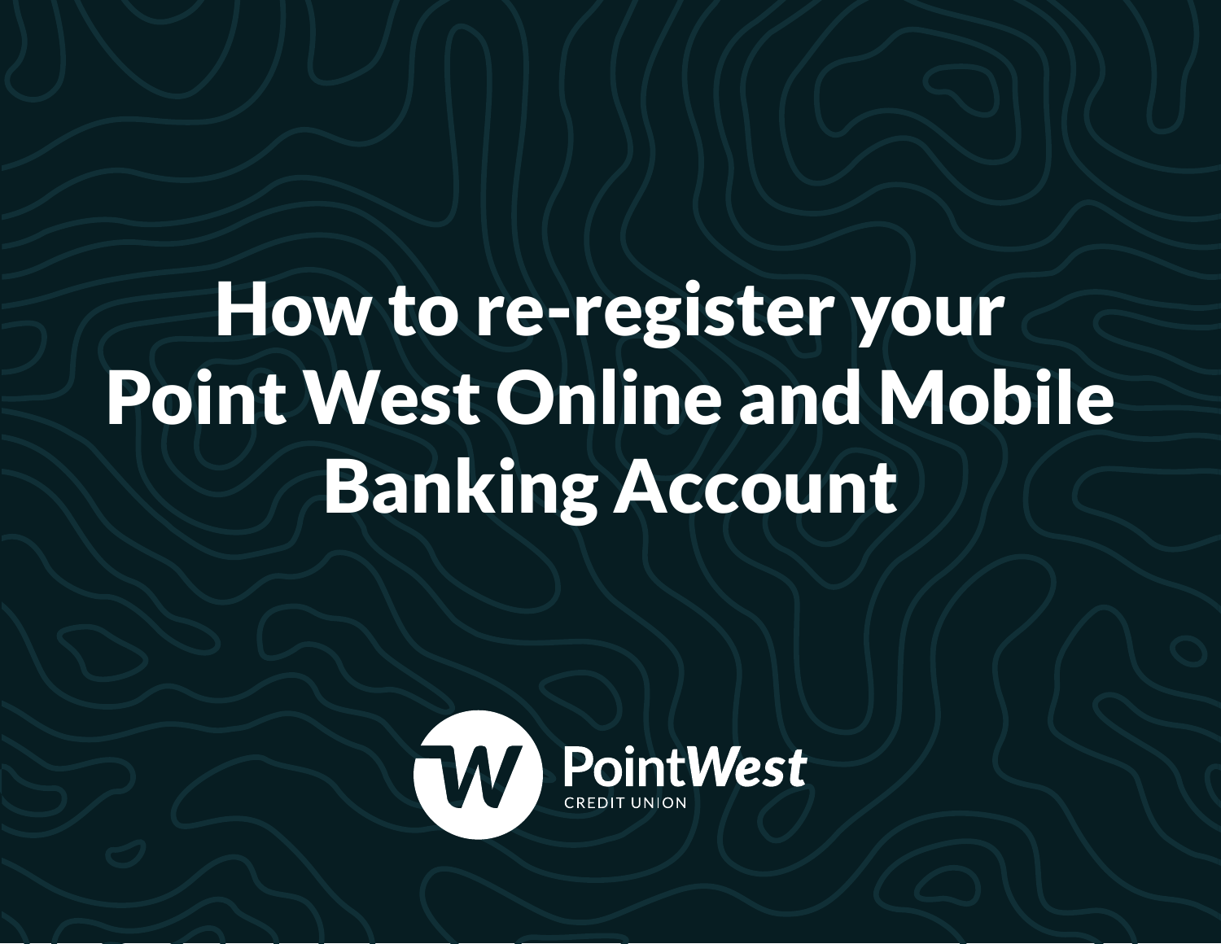# How to re-register your Point West Online and Mobile Banking Account

PointWest
CREDIT UNION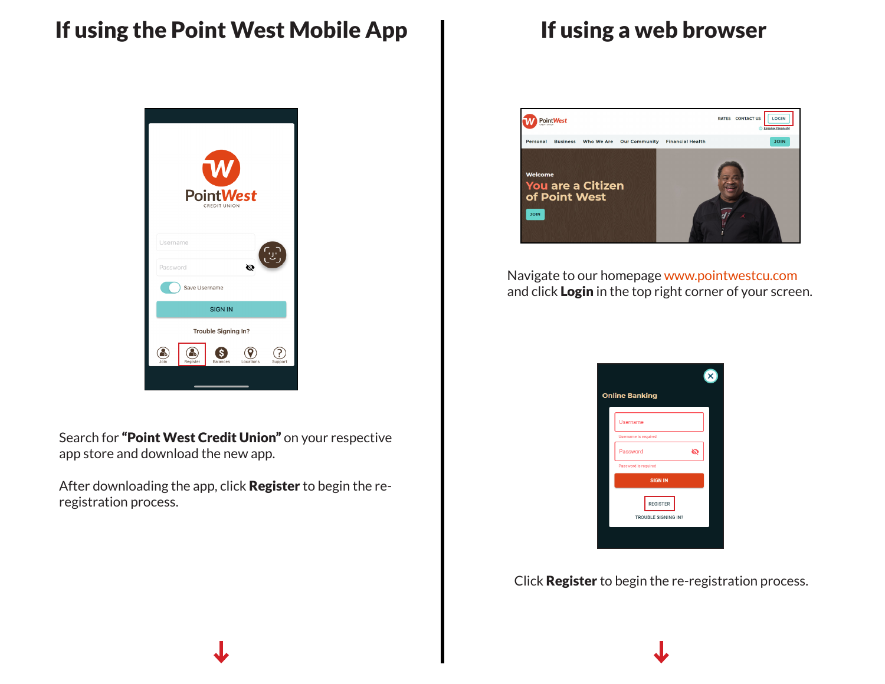# If using the Point West Mobile App

Search for **"Point West Credit Union"** on your respective app store and download the new app.

After downloading the app, click **Register** to begin the re-registration process.

# If using a web browser

Navigate to our homepage www.pointwestcu.com and click **Login** in the top right corner of your screen.

Click **Register** to begin the re-registration process.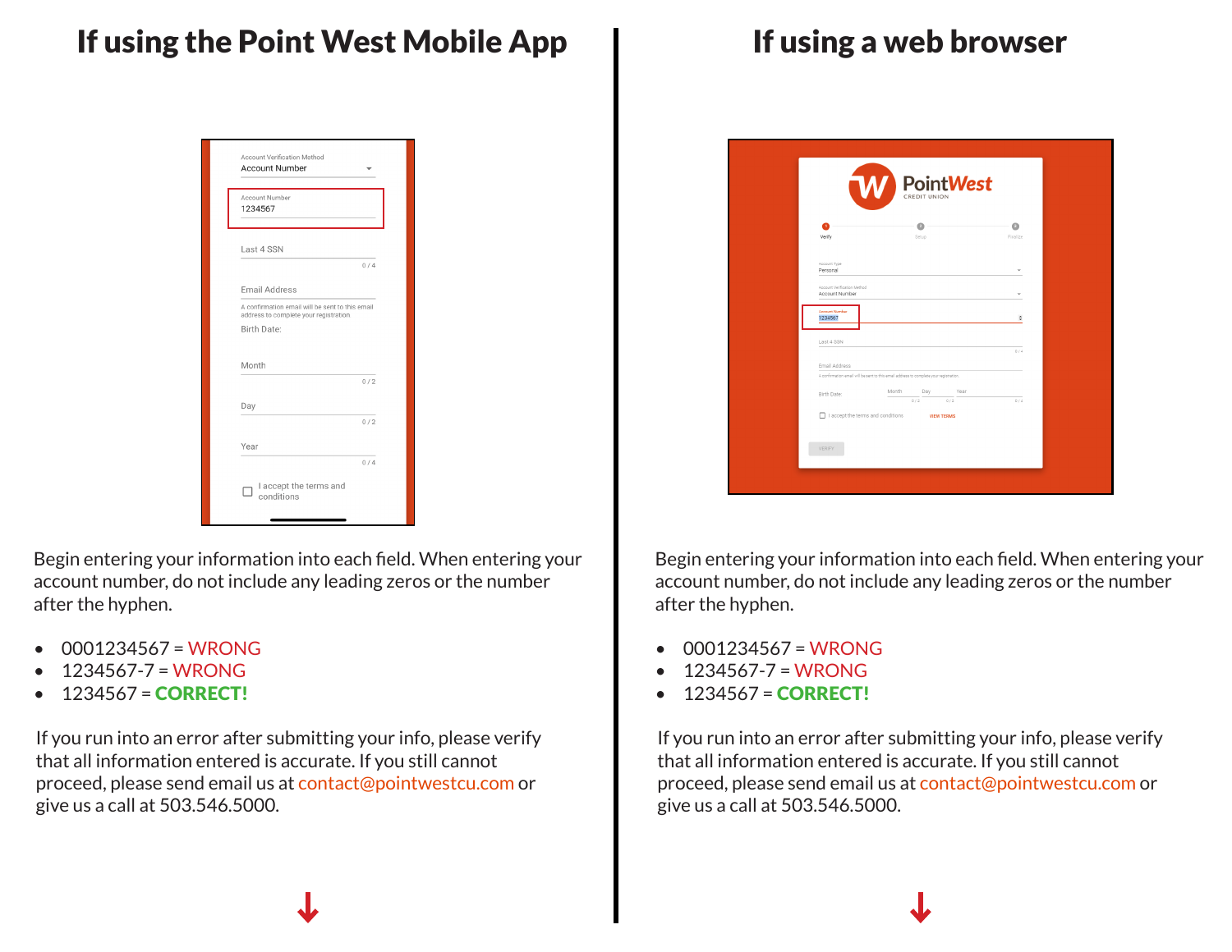# If using the Point West Mobile App

Begin entering your information into each field. When entering your account number, do not include any leading zeros or the number after the hyphen.

- 0001234567 = WRONG
- 1234567-7 = WRONG
- 1234567 = **CORRECT!**

If you run into an error after submitting your info, please verify that all information entered is accurate. If you still cannot proceed, please send email us at contact@pointwestcu.com or give us a call at 503.546.5000.

# If using a web browser

Begin entering your information into each field. When entering your account number, do not include any leading zeros or the number after the hyphen.

- 0001234567 = WRONG
- 1234567-7 = WRONG
- 1234567 = **CORRECT!**

If you run into an error after submitting your info, please verify that all information entered is accurate. If you still cannot proceed, please send email us at contact@pointwestcu.com or give us a call at 503.546.5000.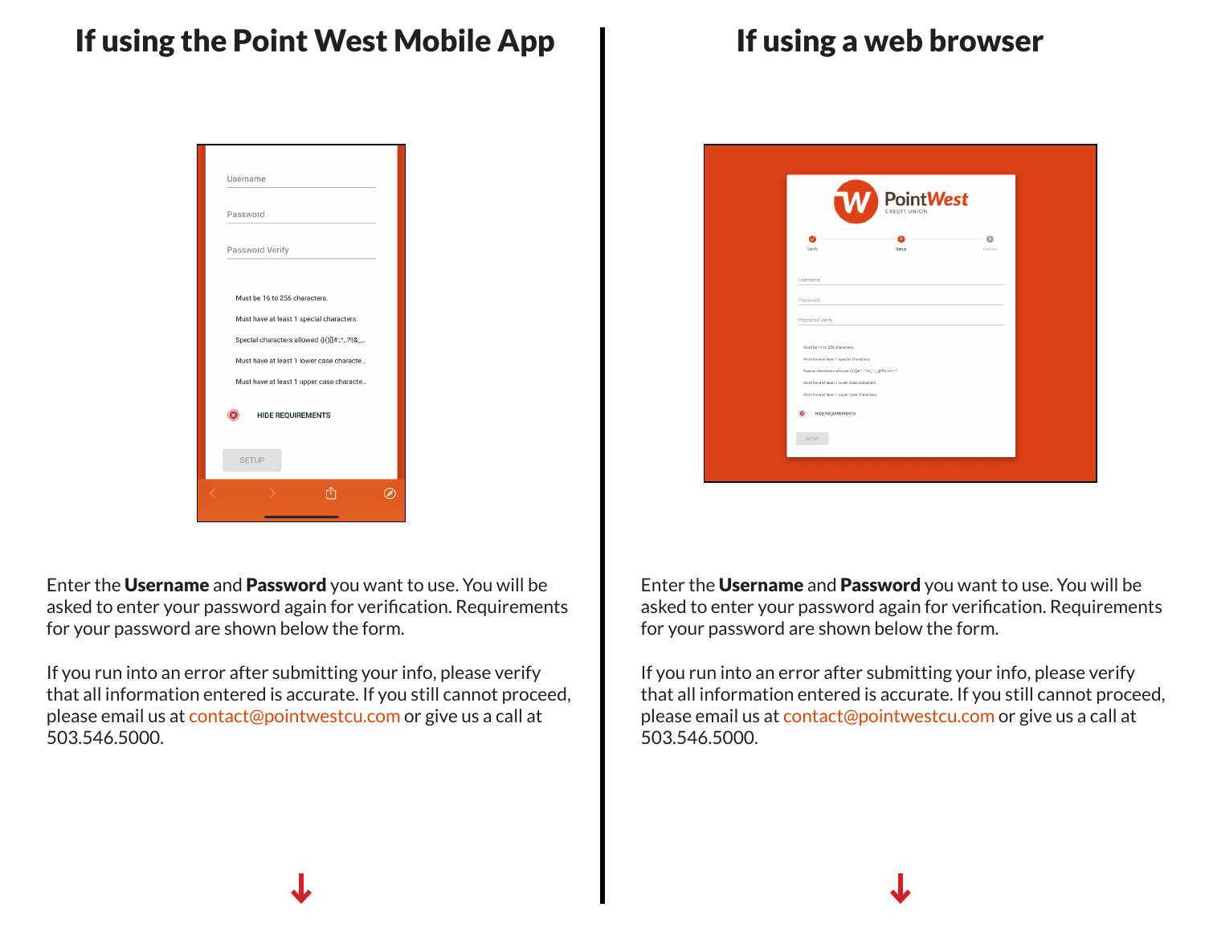# If using the Point West Mobile App

Enter the **Username** and **Password** you want to use. You will be asked to enter your password again for verification. Requirements for your password are shown below the form.

If you run into an error after submitting your info, please verify that all information entered is accurate. If you still cannot proceed, please email us at contact@pointwestcu.com or give us a call at 503.546.5000.

# If using a web browser

Enter the **Username** and **Password** you want to use. You will be asked to enter your password again for verification. Requirements for your password are shown below the form.

If you run into an error after submitting your info, please verify that all information entered is accurate. If you still cannot proceed, please email us at contact@pointwestcu.com or give us a call at 503.546.5000.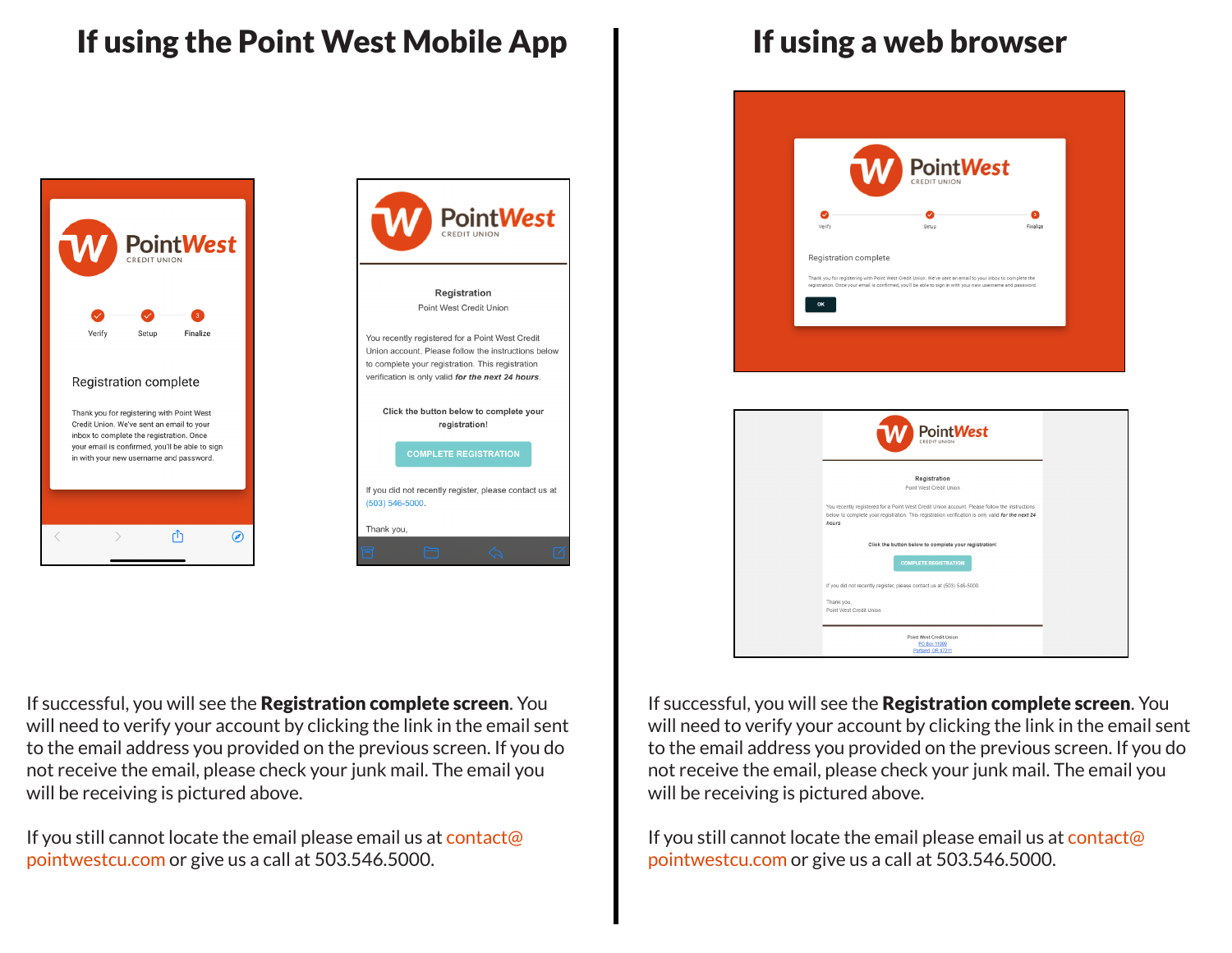## If using the Point West Mobile App

If successful, you will see the **Registration complete screen**. You will need to verify your account by clicking the link in the email sent to the email address you provided on the previous screen. If you do not receive the email, please check your junk mail. The email you will be receiving is pictured above.

If you still cannot locate the email please email us at contact@pointwestcu.com or give us a call at 503.546.5000.

## If using a web browser

If successful, you will see the **Registration complete screen**. You will need to verify your account by clicking the link in the email sent to the email address you provided on the previous screen. If you do not receive the email, please check your junk mail. The email you will be receiving is pictured above.

If you still cannot locate the email please email us at contact@pointwestcu.com or give us a call at 503.546.5000.